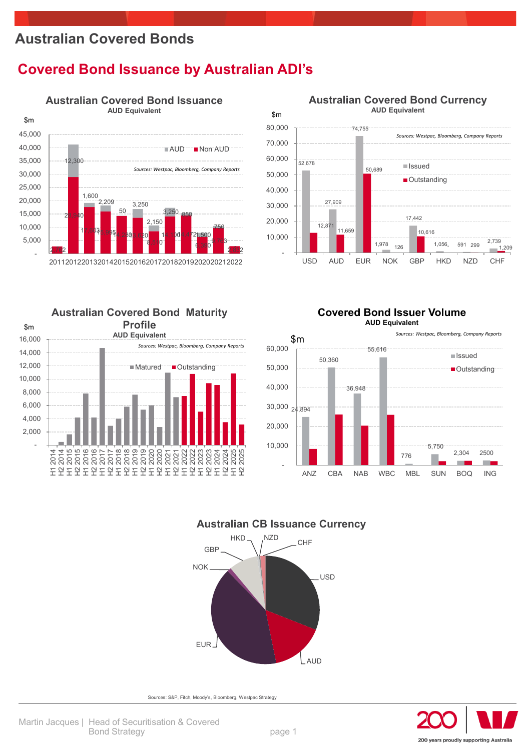# Australian Covered Bonds

## Covered Bond Issuance by Australian ADI's

### Australian Covered Bond Issuance
**AUD Equivalent**

$m

■AUD ■Non AUD

*Sources: Westpac, Bloomberg, Company Reports*

| Year | Non AUD | AUD |
|---|---|---|
| 2011 | 2,862 | |
| 2012 | 29,240 | 12,300 |
| 2013 | 17,503 | 1,600 |
| 2014 | 16,095 | 2,209 |
| 2015 | 14,280 | 50 |
| 2016 | 13,620 | 3,250 |
| 2017 | 8,540 | 2,150 |
| 2018 | 14,100 | 3,250 |
| 2019 | 14,472 | 850 |
| 2020 | 6,240 | 1,500 |
| 2021 | 9,363 | 750 |
| 2022 | 2,612 | |

### Australian Covered Bond Currency
**AUD Equivalent**

$m

*Sources: Westpac, Bloomberg, Company Reports*

| Currency | Issued | Outstanding |
|---|---|---|
| USD | 52,678 | 12,871 |
| AUD | 27,909 | 11,659 |
| EUR | 74,755 | 50,689 |
| NOK | 1,978 | 126 |
| GBP | 17,442 | 10,616 |
| HKD | 1,056 | |
| NZD | 591 | 299 |
| CHF | 2,739 | 1,209 |

### Australian Covered Bond Maturity Profile
**AUD Equivalent**

$m

■Matured ■Outstanding

*Sources: Westpac, Bloomberg, Company Reports*

Periods: H1 2014, H2 2014, H1 2015, H2 2015, H1 2016, H2 2016, H1 2017, H2 2017, H1 2018, H2 2018, H1 2019, H2 2019, H1 2020, H2 2020, H1 2021, H2 2021, H1 2022, H2 2022, H1 2023, H2 2023, H1 2024, H2 2024, H1 2025, H2 2025

### Covered Bond Issuer Volume
**AUD Equivalent**

$m

*Sources: Westpac, Bloomberg, Company Reports*

| Issuer | Issued |
|---|---|
| ANZ | 24,894 |
| CBA | 50,360 |
| NAB | 36,948 |
| WBC | 55,616 |
| MBL | 776 |
| SUN | 5,750 |
| BOQ | 2,304 |
| ING | 2500 |

### Australian CB Issuance Currency

USD, AUD, EUR, NOK, GBP, HKD, NZD, CHF

Sources: S&P, Fitch, Moody's, Bloomberg, Westpac Strategy

Martin Jacques | Head of Securitisation & Covered Bond Strategy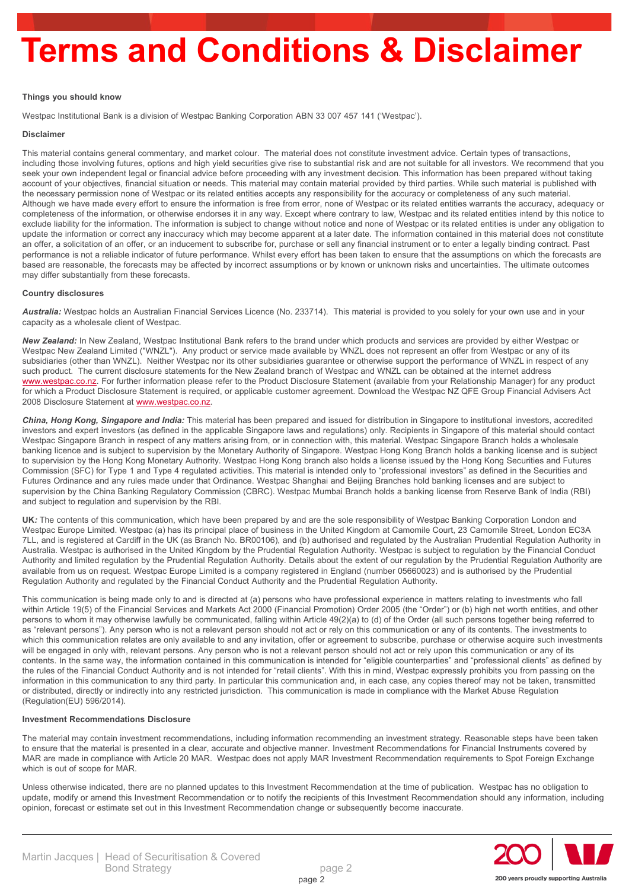# Terms and Conditions & Disclaimer

**Things you should know**

Westpac Institutional Bank is a division of Westpac Banking Corporation ABN 33 007 457 141 ('Westpac').

**Disclaimer**

This material contains general commentary, and market colour. The material does not constitute investment advice. Certain types of transactions, including those involving futures, options and high yield securities give rise to substantial risk and are not suitable for all investors. We recommend that you seek your own independent legal or financial advice before proceeding with any investment decision. This information has been prepared without taking account of your objectives, financial situation or needs. This material may contain material provided by third parties. While such material is published with the necessary permission none of Westpac or its related entities accepts any responsibility for the accuracy or completeness of any such material. Although we have made every effort to ensure the information is free from error, none of Westpac or its related entities warrants the accuracy, adequacy or completeness of the information, or otherwise endorses it in any way. Except where contrary to law, Westpac and its related entities intend by this notice to exclude liability for the information. The information is subject to change without notice and none of Westpac or its related entities is under any obligation to update the information or correct any inaccuracy which may become apparent at a later date. The information contained in this material does not constitute an offer, a solicitation of an offer, or an inducement to subscribe for, purchase or sell any financial instrument or to enter a legally binding contract. Past performance is not a reliable indicator of future performance. Whilst every effort has been taken to ensure that the assumptions on which the forecasts are based are reasonable, the forecasts may be affected by incorrect assumptions or by known or unknown risks and uncertainties. The ultimate outcomes may differ substantially from these forecasts.

**Country disclosures**

***Australia:*** Westpac holds an Australian Financial Services Licence (No. 233714). This material is provided to you solely for your own use and in your capacity as a wholesale client of Westpac.

***New Zealand:*** In New Zealand, Westpac Institutional Bank refers to the brand under which products and services are provided by either Westpac or Westpac New Zealand Limited ("WNZL"). Any product or service made available by WNZL does not represent an offer from Westpac or any of its subsidiaries (other than WNZL). Neither Westpac nor its other subsidiaries guarantee or otherwise support the performance of WNZL in respect of any such product. The current disclosure statements for the New Zealand branch of Westpac and WNZL can be obtained at the internet address www.westpac.co.nz. For further information please refer to the Product Disclosure Statement (available from your Relationship Manager) for any product for which a Product Disclosure Statement is required, or applicable customer agreement. Download the Westpac NZ QFE Group Financial Advisers Act 2008 Disclosure Statement at www.westpac.co.nz.

***China, Hong Kong, Singapore and India:*** This material has been prepared and issued for distribution in Singapore to institutional investors, accredited investors and expert investors (as defined in the applicable Singapore laws and regulations) only. Recipients in Singapore of this material should contact Westpac Singapore Branch in respect of any matters arising from, or in connection with, this material. Westpac Singapore Branch holds a wholesale banking licence and is subject to supervision by the Monetary Authority of Singapore. Westpac Hong Kong Branch holds a banking license and is subject to supervision by the Hong Kong Monetary Authority. Westpac Hong Kong branch also holds a license issued by the Hong Kong Securities and Futures Commission (SFC) for Type 1 and Type 4 regulated activities. This material is intended only to "professional investors" as defined in the Securities and Futures Ordinance and any rules made under that Ordinance. Westpac Shanghai and Beijing Branches hold banking licenses and are subject to supervision by the China Banking Regulatory Commission (CBRC). Westpac Mumbai Branch holds a banking license from Reserve Bank of India (RBI) and subject to regulation and supervision by the RBI.

**UK*:*** The contents of this communication, which have been prepared by and are the sole responsibility of Westpac Banking Corporation London and Westpac Europe Limited. Westpac (a) has its principal place of business in the United Kingdom at Camomile Court, 23 Camomile Street, London EC3A 7LL, and is registered at Cardiff in the UK (as Branch No. BR00106), and (b) authorised and regulated by the Australian Prudential Regulation Authority in Australia. Westpac is authorised in the United Kingdom by the Prudential Regulation Authority. Westpac is subject to regulation by the Financial Conduct Authority and limited regulation by the Prudential Regulation Authority. Details about the extent of our regulation by the Prudential Regulation Authority are available from us on request. Westpac Europe Limited is a company registered in England (number 05660023) and is authorised by the Prudential Regulation Authority and regulated by the Financial Conduct Authority and the Prudential Regulation Authority.

This communication is being made only to and is directed at (a) persons who have professional experience in matters relating to investments who fall within Article 19(5) of the Financial Services and Markets Act 2000 (Financial Promotion) Order 2005 (the "Order") or (b) high net worth entities, and other persons to whom it may otherwise lawfully be communicated, falling within Article 49(2)(a) to (d) of the Order (all such persons together being referred to as "relevant persons"). Any person who is not a relevant person should not act or rely on this communication or any of its contents. The investments to which this communication relates are only available to and any invitation, offer or agreement to subscribe, purchase or otherwise acquire such investments will be engaged in only with, relevant persons. Any person who is not a relevant person should not act or rely upon this communication or any of its contents. In the same way, the information contained in this communication is intended for "eligible counterparties" and "professional clients" as defined by the rules of the Financial Conduct Authority and is not intended for "retail clients". With this in mind, Westpac expressly prohibits you from passing on the information in this communication to any third party. In particular this communication and, in each case, any copies thereof may not be taken, transmitted or distributed, directly or indirectly into any restricted jurisdiction. This communication is made in compliance with the Market Abuse Regulation (Regulation(EU) 596/2014).

**Investment Recommendations Disclosure**

The material may contain investment recommendations, including information recommending an investment strategy. Reasonable steps have been taken to ensure that the material is presented in a clear, accurate and objective manner. Investment Recommendations for Financial Instruments covered by MAR are made in compliance with Article 20 MAR. Westpac does not apply MAR Investment Recommendation requirements to Spot Foreign Exchange which is out of scope for MAR.

Unless otherwise indicated, there are no planned updates to this Investment Recommendation at the time of publication. Westpac has no obligation to update, modify or amend this Investment Recommendation or to notify the recipients of this Investment Recommendation should any information, including opinion, forecast or estimate set out in this Investment Recommendation change or subsequently become inaccurate.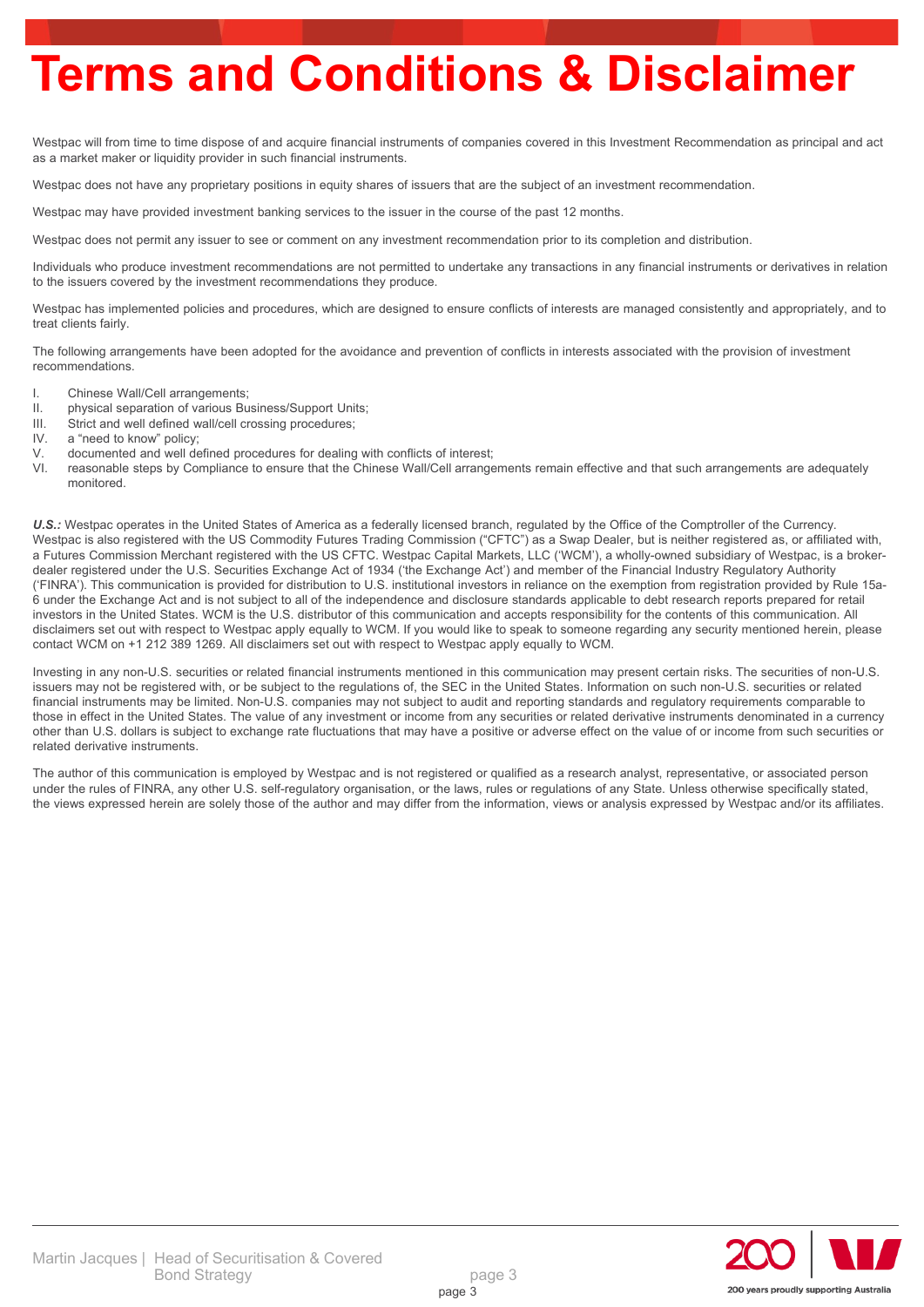# Terms and Conditions & Disclaimer

Westpac will from time to time dispose of and acquire financial instruments of companies covered in this Investment Recommendation as principal and act as a market maker or liquidity provider in such financial instruments.

Westpac does not have any proprietary positions in equity shares of issuers that are the subject of an investment recommendation.

Westpac may have provided investment banking services to the issuer in the course of the past 12 months.

Westpac does not permit any issuer to see or comment on any investment recommendation prior to its completion and distribution.

Individuals who produce investment recommendations are not permitted to undertake any transactions in any financial instruments or derivatives in relation to the issuers covered by the investment recommendations they produce.

Westpac has implemented policies and procedures, which are designed to ensure conflicts of interests are managed consistently and appropriately, and to treat clients fairly.

The following arrangements have been adopted for the avoidance and prevention of conflicts in interests associated with the provision of investment recommendations.

I. Chinese Wall/Cell arrangements;
II. physical separation of various Business/Support Units;
III. Strict and well defined wall/cell crossing procedures;
IV. a “need to know” policy;
V. documented and well defined procedures for dealing with conflicts of interest;
VI. reasonable steps by Compliance to ensure that the Chinese Wall/Cell arrangements remain effective and that such arrangements are adequately monitored.

***U.S.:*** Westpac operates in the United States of America as a federally licensed branch, regulated by the Office of the Comptroller of the Currency. Westpac is also registered with the US Commodity Futures Trading Commission (“CFTC”) as a Swap Dealer, but is neither registered as, or affiliated with, a Futures Commission Merchant registered with the US CFTC. Westpac Capital Markets, LLC (‘WCM’), a wholly-owned subsidiary of Westpac, is a broker-dealer registered under the U.S. Securities Exchange Act of 1934 (‘the Exchange Act’) and member of the Financial Industry Regulatory Authority (‘FINRA’). This communication is provided for distribution to U.S. institutional investors in reliance on the exemption from registration provided by Rule 15a-6 under the Exchange Act and is not subject to all of the independence and disclosure standards applicable to debt research reports prepared for retail investors in the United States. WCM is the U.S. distributor of this communication and accepts responsibility for the contents of this communication. All disclaimers set out with respect to Westpac apply equally to WCM. If you would like to speak to someone regarding any security mentioned herein, please contact WCM on +1 212 389 1269. All disclaimers set out with respect to Westpac apply equally to WCM.

Investing in any non-U.S. securities or related financial instruments mentioned in this communication may present certain risks. The securities of non-U.S. issuers may not be registered with, or be subject to the regulations of, the SEC in the United States. Information on such non-U.S. securities or related financial instruments may be limited. Non-U.S. companies may not subject to audit and reporting standards and regulatory requirements comparable to those in effect in the United States. The value of any investment or income from any securities or related derivative instruments denominated in a currency other than U.S. dollars is subject to exchange rate fluctuations that may have a positive or adverse effect on the value of or income from such securities or related derivative instruments.

The author of this communication is employed by Westpac and is not registered or qualified as a research analyst, representative, or associated person under the rules of FINRA, any other U.S. self-regulatory organisation, or the laws, rules or regulations of any State. Unless otherwise specifically stated, the views expressed herein are solely those of the author and may differ from the information, views or analysis expressed by Westpac and/or its affiliates.